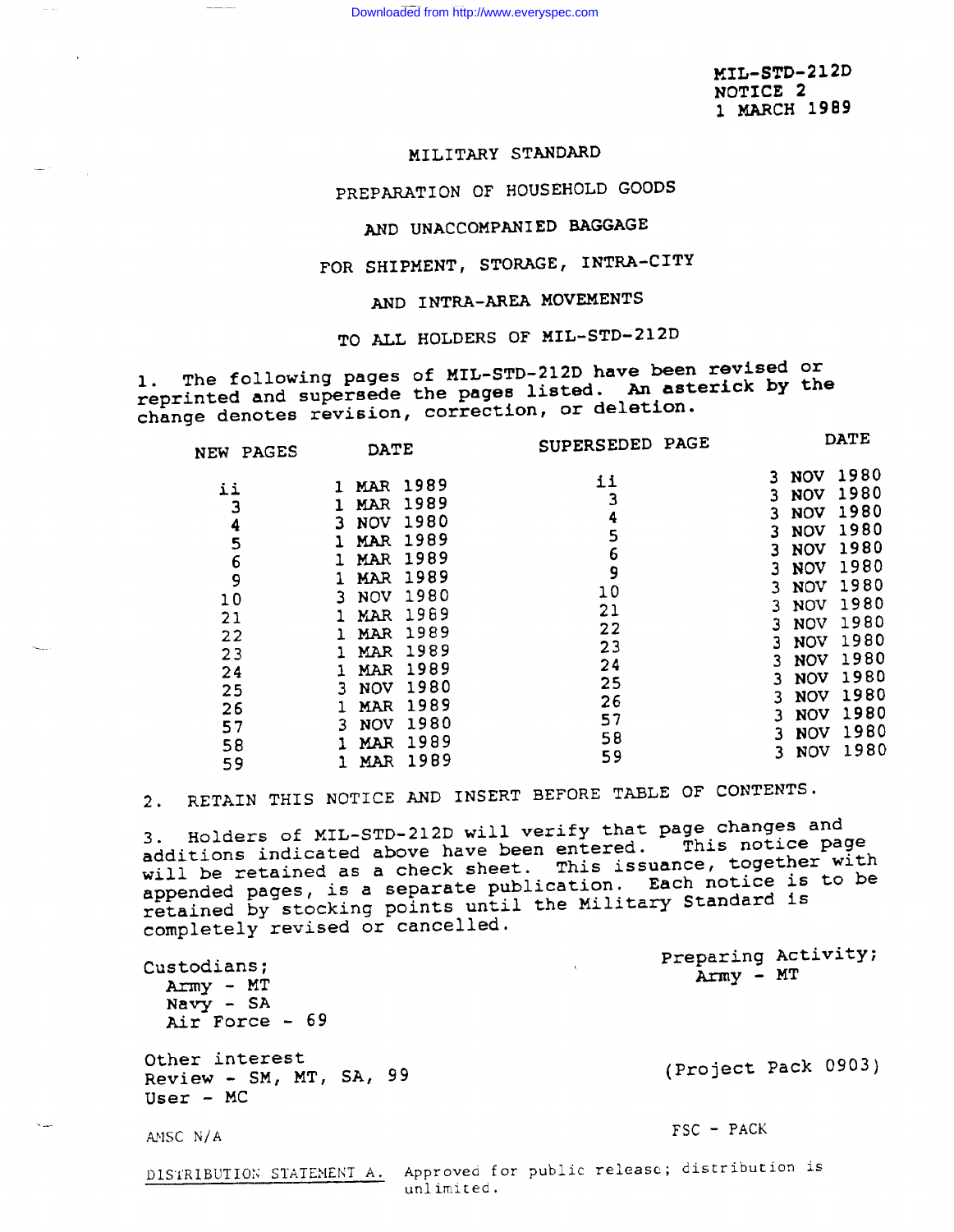MIL-STD-212D
NOTICE 2
1 MARCH 1989

# MILITARY STANDARD

## PREPARATION OF HOUSEHOLD GOODS AND UNACCOMPANIED BAGGAGE FOR SHIPMENT, STORAGE, INTRA-CITY AND INTRA-AREA MOVEMENTS

TO ALL HOLDERS OF MIL-STD-212D

1. The following pages of MIL-STD-212D have been revised or reprinted and supersede the pages listed. An asterick by the change denotes revision, correction, or deletion.

| NEW PAGES | DATE | SUPERSEDED PAGE | DATE |
|---|---|---|---|
| ii | 1 MAR 1989 | ii | 3 NOV 1980 |
| 3 | 1 MAR 1989 | 3 | 3 NOV 1980 |
| 4 | 3 NOV 1980 | 4 | 3 NOV 1980 |
| 5 | 1 MAR 1989 | 5 | 3 NOV 1980 |
| 6 | 1 MAR 1989 | 6 | 3 NOV 1980 |
| 9 | 1 MAR 1989 | 9 | 3 NOV 1980 |
| 10 | 3 NOV 1980 | 10 | 3 NOV 1980 |
| 21 | 1 MAR 1989 | 21 | 3 NOV 1980 |
| 22 | 1 MAR 1989 | 22 | 3 NOV 1980 |
| 23 | 1 MAR 1989 | 23 | 3 NOV 1980 |
| 24 | 1 MAR 1989 | 24 | 3 NOV 1980 |
| 25 | 3 NOV 1980 | 25 | 3 NOV 1980 |
| 26 | 1 MAR 1989 | 26 | 3 NOV 1980 |
| 57 | 3 NOV 1980 | 57 | 3 NOV 1980 |
| 58 | 1 MAR 1989 | 58 | 3 NOV 1980 |
| 59 | 1 MAR 1989 | 59 | 3 NOV 1980 |

2. RETAIN THIS NOTICE AND INSERT BEFORE TABLE OF CONTENTS.

3. Holders of MIL-STD-212D will verify that page changes and additions indicated above have been entered. This notice page will be retained as a check sheet. This issuance, together with appended pages, is a separate publication. Each notice is to be retained by stocking points until the Military Standard is completely revised or cancelled.

Custodians;
Army - MT
Navy - SA
Air Force - 69

Preparing Activity;
Army - MT

Other interest
Review - SM, MT, SA, 99
User - MC

(Project Pack 0903)

AMSC N/A

FSC - PACK

DISTRIBUTION STATEMENT A. Approved for public release; distribution is unlimited.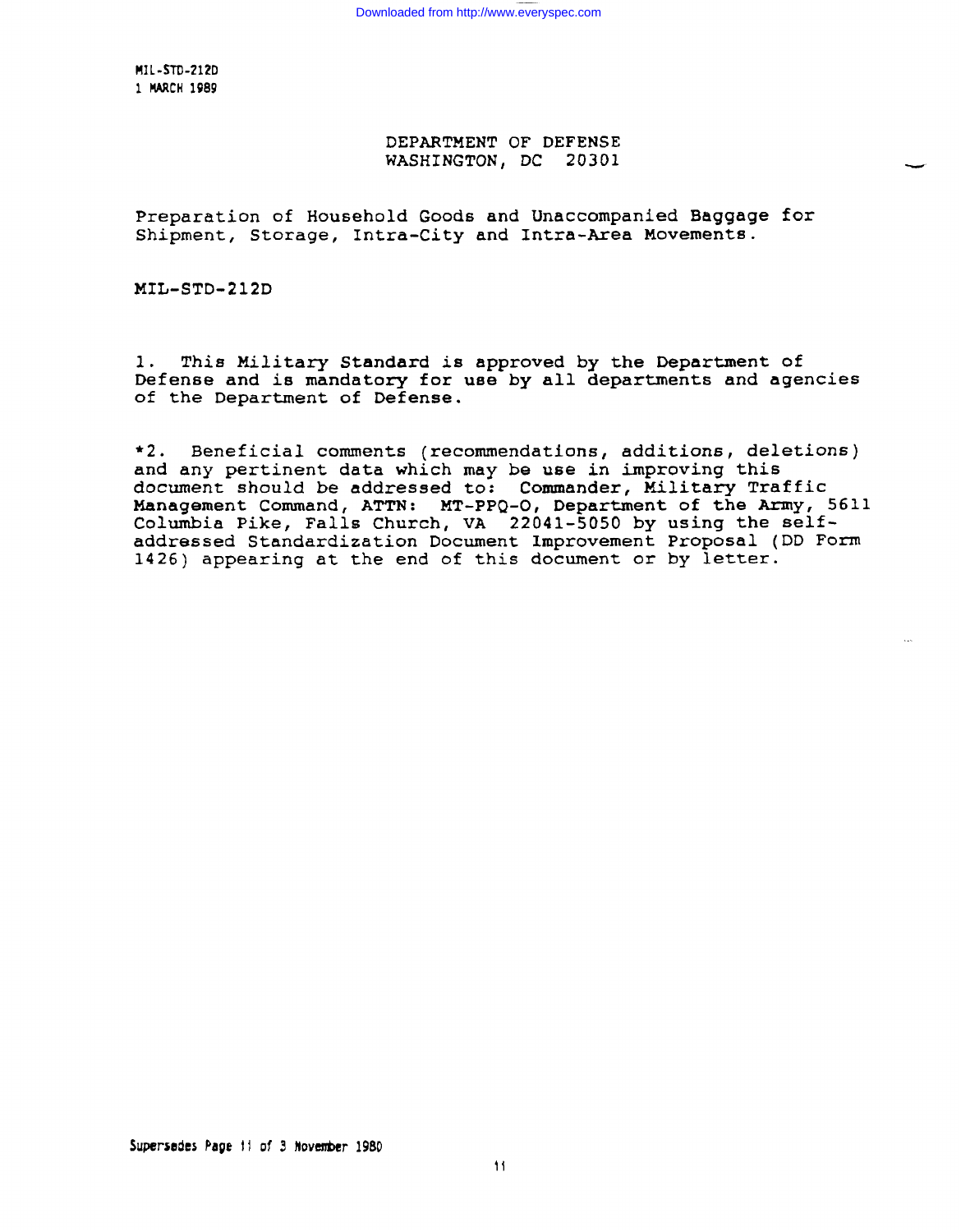MIL-STD-212D
1 MARCH 1989

DEPARTMENT OF DEFENSE
WASHINGTON, DC 20301

Preparation of Household Goods and Unaccompanied Baggage for Shipment, Storage, Intra-City and Intra-Area Movements.

MIL-STD-212D

1. This Military Standard is approved by the Department of Defense and is mandatory for use by all departments and agencies of the Department of Defense.

*2. Beneficial comments (recommendations, additions, deletions) and any pertinent data which may be use in improving this document should be addressed to: Commander, Military Traffic Management Command, ATTN: MT-PPQ-O, Department of the Army, 5611 Columbia Pike, Falls Church, VA 22041-5050 by using the self-addressed Standardization Document Improvement Proposal (DD Form 1426) appearing at the end of this document or by letter.

Supersedes Page ii of 3 November 1980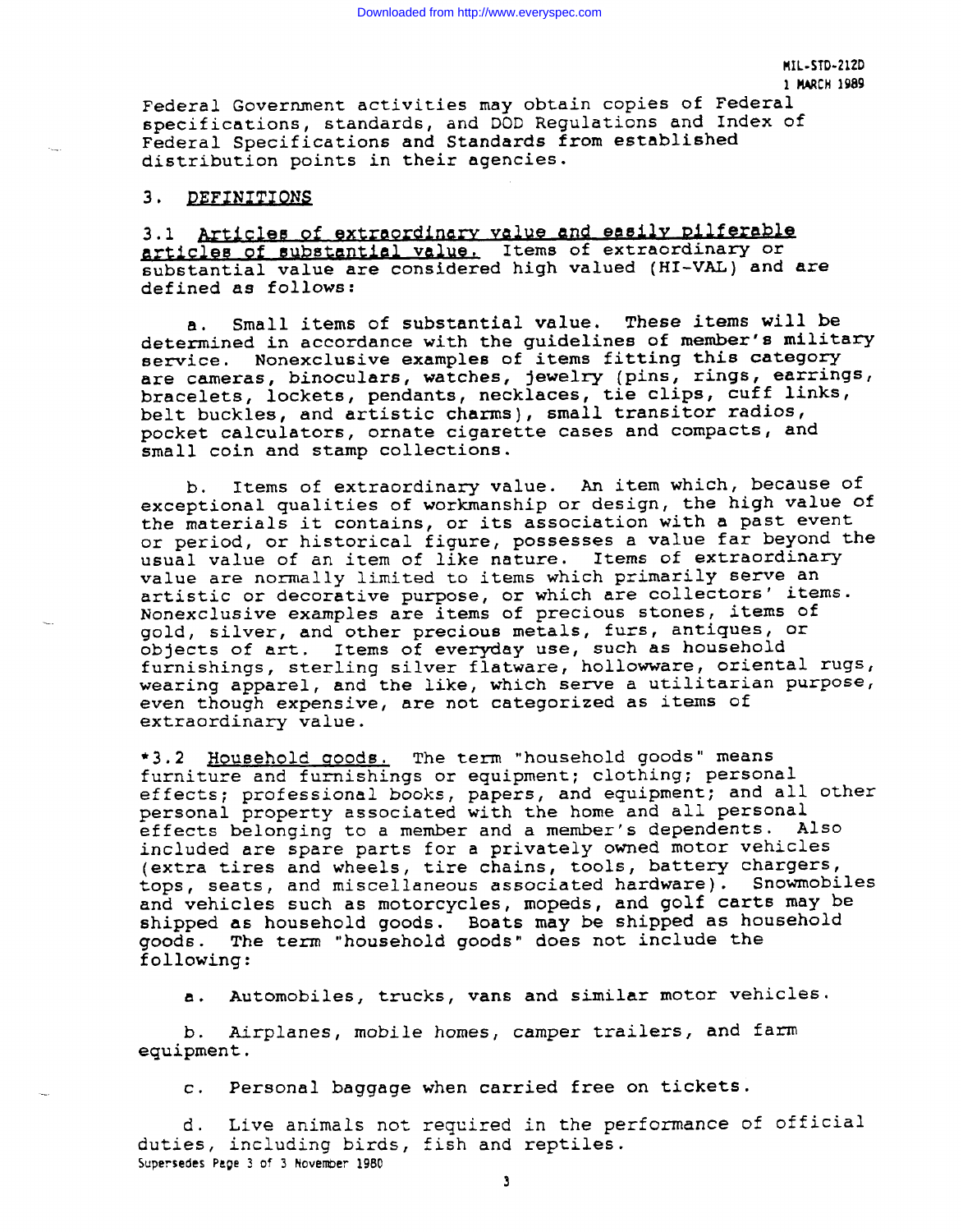Federal Government activities may obtain copies of Federal specifications, standards, and DOD Regulations and Index of Federal Specifications and Standards from established distribution points in their agencies.

## 3. DEFINITIONS

3.1 Articles of extraordinary value and easily pilferable articles of substantial value. Items of extraordinary or substantial value are considered high valued (HI-VAL) and are defined as follows:

a. Small items of substantial value. These items will be determined in accordance with the guidelines of member's military service. Nonexclusive examples of items fitting this category are cameras, binoculars, watches, jewelry (pins, rings, earrings, bracelets, lockets, pendants, necklaces, tie clips, cuff links, belt buckles, and artistic charms), small transitor radios, pocket calculators, ornate cigarette cases and compacts, and small coin and stamp collections.

b. Items of extraordinary value. An item which, because of exceptional qualities of workmanship or design, the high value of the materials it contains, or its association with a past event or period, or historical figure, possesses a value far beyond the usual value of an item of like nature. Items of extraordinary value are normally limited to items which primarily serve an artistic or decorative purpose, or which are collectors' items. Nonexclusive examples are items of precious stones, items of gold, silver, and other precious metals, furs, antiques, or objects of art. Items of everyday use, such as household furnishings, sterling silver flatware, holloware, oriental rugs, wearing apparel, and the like, which serve a utilitarian purpose, even though expensive, are not categorized as items of extraordinary value.

*3.2 Household goods. The term "household goods" means furniture and furnishings or equipment; clothing; personal effects; professional books, papers, and equipment; and all other personal property associated with the home and all personal effects belonging to a member and a member's dependents. Also included are spare parts for a privately owned motor vehicles (extra tires and wheels, tire chains, tools, battery chargers, tops, seats, and miscellaneous associated hardware). Snowmobiles and vehicles such as motorcycles, mopeds, and golf carts may be shipped as household goods. Boats may be shipped as household goods. The term "household goods" does not include the following:

a. Automobiles, trucks, vans and similar motor vehicles.

b. Airplanes, mobile homes, camper trailers, and farm equipment.

c. Personal baggage when carried free on tickets.

d. Live animals not required in the performance of official duties, including birds, fish and reptiles.

Supersedes Page 3 of 3 November 1980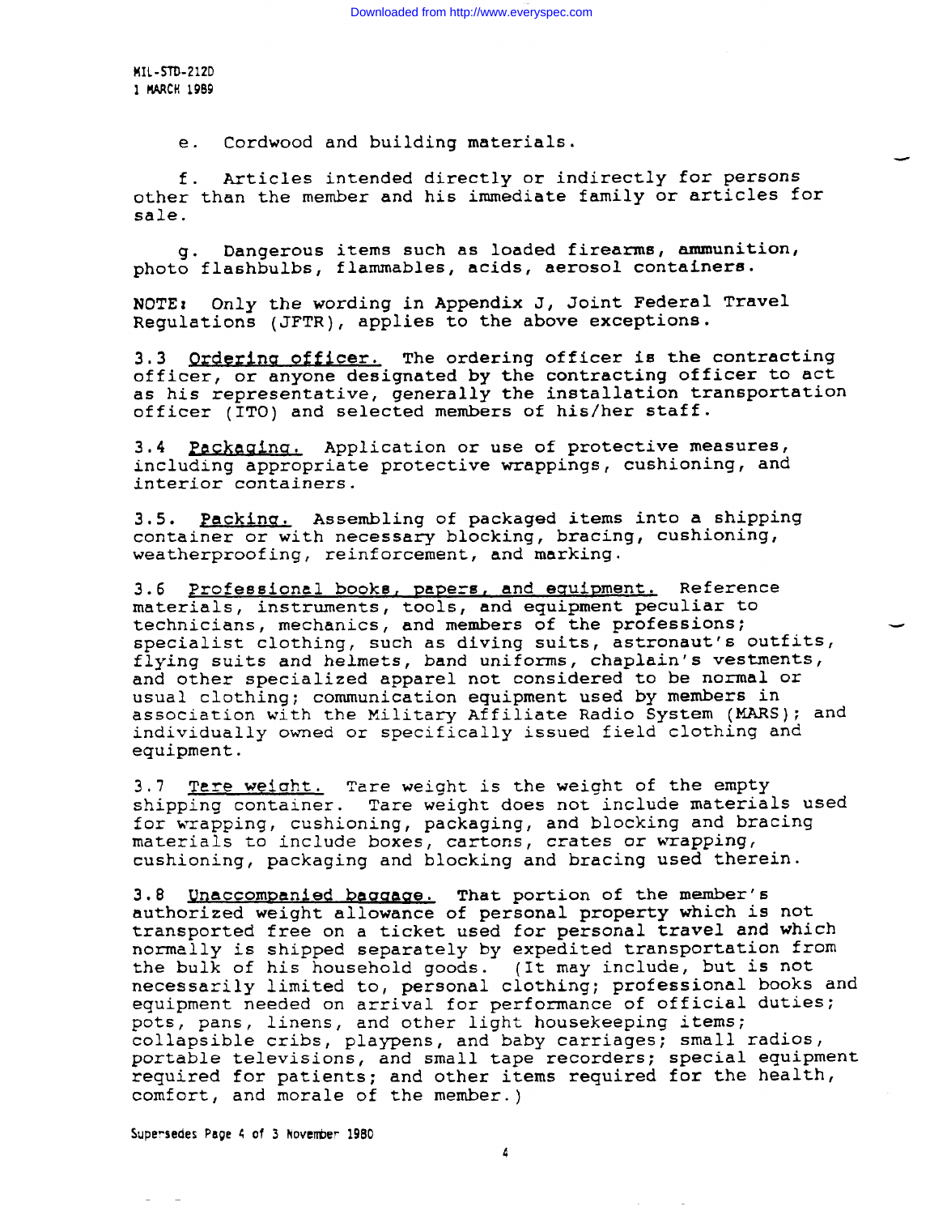e. Cordwood and building materials.

f. Articles intended directly or indirectly for persons other than the member and his immediate family or articles for sale.

g. Dangerous items such as loaded firearms, ammunition, photo flashbulbs, flammables, acids, aerosol containers.

NOTE: Only the wording in Appendix J, Joint Federal Travel Regulations (JFTR), applies to the above exceptions.

3.3 Ordering officer. The ordering officer is the contracting officer, or anyone designated by the contracting officer to act as his representative, generally the installation transportation officer (ITO) and selected members of his/her staff.

3.4 Packaging. Application or use of protective measures, including appropriate protective wrappings, cushioning, and interior containers.

3.5. Packing. Assembling of packaged items into a shipping container or with necessary blocking, bracing, cushioning, weatherproofing, reinforcement, and marking.

3.6 Professional books, papers, and equipment. Reference materials, instruments, tools, and equipment peculiar to technicians, mechanics, and members of the professions; specialist clothing, such as diving suits, astronaut's outfits, flying suits and helmets, band uniforms, chaplain's vestments, and other specialized apparel not considered to be normal or usual clothing; communication equipment used by members in association with the Military Affiliate Radio System (MARS); and individually owned or specifically issued field clothing and equipment.

3.7 Tare weight. Tare weight is the weight of the empty shipping container. Tare weight does not include materials used for wrapping, cushioning, packaging, and blocking and bracing materials to include boxes, cartons, crates or wrapping, cushioning, packaging and blocking and bracing used therein.

3.8 Unaccompanied baggage. That portion of the member's authorized weight allowance of personal property which is not transported free on a ticket used for personal travel and which normally is shipped separately by expedited transportation from the bulk of his household goods. (It may include, but is not necessarily limited to, personal clothing; professional books and equipment needed on arrival for performance of official duties; pots, pans, linens, and other light housekeeping items; collapsible cribs, playpens, and baby carriages; small radios, portable televisions, and small tape recorders; special equipment required for patients; and other items required for the health, comfort, and morale of the member.)

Supersedes Page 4 of 3 November 1980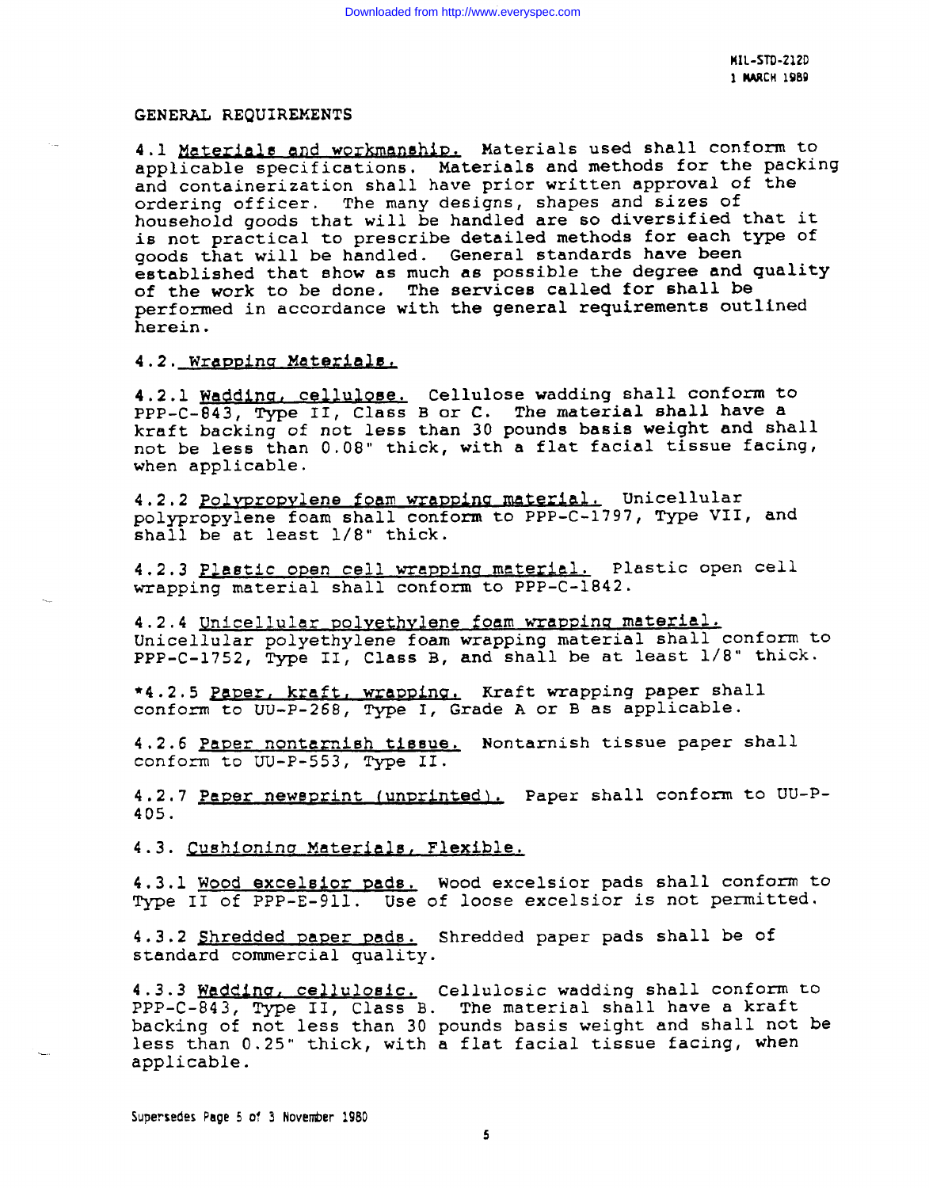## GENERAL REQUIREMENTS

4.1 Materials and workmanship. Materials used shall conform to applicable specifications. Materials and methods for the packing and containerization shall have prior written approval of the ordering officer. The many designs, shapes and sizes of household goods that will be handled are so diversified that it is not practical to prescribe detailed methods for each type of goods that will be handled. General standards have been established that show as much as possible the degree and quality of the work to be done. The services called for shall be performed in accordance with the general requirements outlined herein.

### 4.2. Wrapping Materials.

4.2.1 Wadding, cellulose. Cellulose wadding shall conform to PPP-C-843, Type II, Class B or C. The material shall have a kraft backing of not less than 30 pounds basis weight and shall not be less than 0.08" thick, with a flat facial tissue facing, when applicable.

4.2.2 Polypropylene foam wrapping material. Unicellular polypropylene foam shall conform to PPP-C-1797, Type VII, and shall be at least 1/8" thick.

4.2.3 Plastic open cell wrapping material. Plastic open cell wrapping material shall conform to PPP-C-1842.

4.2.4 Unicellular polyethylene foam wrapping material. Unicellular polyethylene foam wrapping material shall conform to PPP-C-1752, Type II, Class B, and shall be at least 1/8" thick.

*4.2.5 Paper, kraft, wrapping. Kraft wrapping paper shall conform to UU-P-268, Type I, Grade A or B as applicable.

4.2.6 Paper nontarnish tissue. Nontarnish tissue paper shall conform to UU-P-553, Type II.

4.2.7 Paper newsprint (unprinted). Paper shall conform to UU-P-405.

### 4.3. Cushioning Materials, Flexible.

4.3.1 Wood excelsior pads. Wood excelsior pads shall conform to Type II of PPP-E-911. Use of loose excelsior is not permitted.

4.3.2 Shredded paper pads. Shredded paper pads shall be of standard commercial quality.

4.3.3 Wadding, cellulosic. Cellulosic wadding shall conform to PPP-C-843, Type II, Class B. The material shall have a kraft backing of not less than 30 pounds basis weight and shall not be less than 0.25" thick, with a flat facial tissue facing, when applicable.

Supersedes Page 5 of 3 November 1980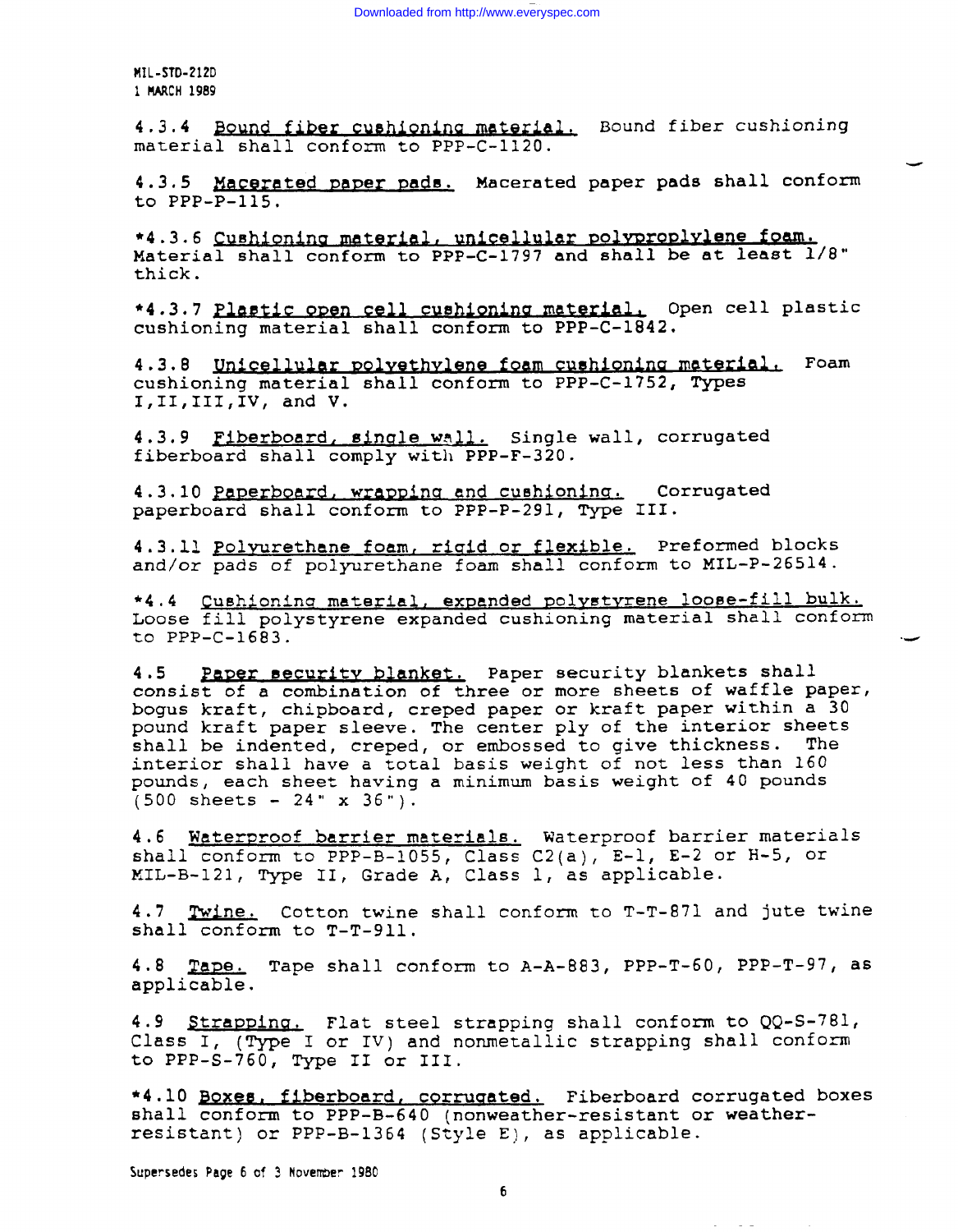4.3.4 Bound fiber cushioning material. Bound fiber cushioning material shall conform to PPP-C-1120.

4.3.5 Macerated paper pads. Macerated paper pads shall conform to PPP-P-115.

*4.3.6 Cushioning material, unicellular polyproplylene foam. Material shall conform to PPP-C-1797 and shall be at least 1/8" thick.

*4.3.7 Plastic open cell cushioning material. Open cell plastic cushioning material shall conform to PPP-C-1842.

4.3.8 Unicellular polyethylene foam cushioning material. Foam cushioning material shall conform to PPP-C-1752, Types I,II,III,IV, and V.

4.3.9 Fiberboard, single wall. Single wall, corrugated fiberboard shall comply with PPP-F-320.

4.3.10 Paperboard, wrapping and cushioning. Corrugated paperboard shall conform to PPP-P-291, Type III.

4.3.11 Polyurethane foam, rigid or flexible. Preformed blocks and/or pads of polyurethane foam shall conform to MIL-P-26514.

*4.4 Cushioning material, expanded polystyrene loose-fill bulk. Loose fill polystyrene expanded cushioning material shall conform to PPP-C-1683.

4.5 Paper security blanket. Paper security blankets shall consist of a combination of three or more sheets of waffle paper, bogus kraft, chipboard, creped paper or kraft paper within a 30 pound kraft paper sleeve. The center ply of the interior sheets shall be indented, creped, or embossed to give thickness. The interior shall have a total basis weight of not less than 160 pounds, each sheet having a minimum basis weight of 40 pounds (500 sheets - 24" x 36").

4.6 Waterproof barrier materials. Waterproof barrier materials shall conform to PPP-B-1055, Class C2(a), E-1, E-2 or H-5, or MIL-B-121, Type II, Grade A, Class 1, as applicable.

4.7 Twine. Cotton twine shall conform to T-T-871 and jute twine shall conform to T-T-911.

4.8 Tape. Tape shall conform to A-A-883, PPP-T-60, PPP-T-97, as applicable.

4.9 Strapping. Flat steel strapping shall conform to QQ-S-781, Class I, (Type I or IV) and nonmetallic strapping shall conform to PPP-S-760, Type II or III.

*4.10 Boxes, fiberboard, corrugated. Fiberboard corrugated boxes shall conform to PPP-B-640 (nonweather-resistant or weather-resistant) or PPP-B-1364 (Style E), as applicable.

Supersedes Page 6 of 3 November 1980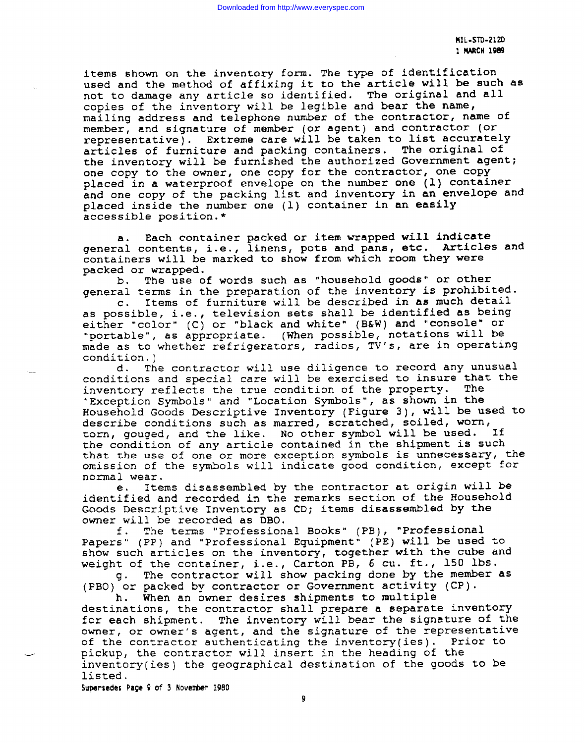items shown on the inventory form. The type of identification used and the method of affixing it to the article will be such as not to damage any article so identified. The original and all copies of the inventory will be legible and bear the name, mailing address and telephone number of the contractor, name of member, and signature of member (or agent) and contractor (or representative). Extreme care will be taken to list accurately articles of furniture and packing containers. The original of the inventory will be furnished the authorized Government agent; one copy to the owner, one copy for the contractor, one copy placed in a waterproof envelope on the number one (1) container and one copy of the packing list and inventory in an envelope and placed inside the number one (1) container in an easily accessible position.*

a. Each container packed or item wrapped will indicate general contents, i.e., linens, pots and pans, etc. Articles and containers will be marked to show from which room they were packed or wrapped.

b. The use of words such as "household goods" or other general terms in the preparation of the inventory is prohibited.

c. Items of furniture will be described in as much detail as possible, i.e., television sets shall be identified as being either "color" (C) or "black and white" (B&W) and "console" or "portable", as appropriate. (When possible, notations will be made as to whether refrigerators, radios, TV's, are in operating condition.)

d. The contractor will use diligence to record any unusual conditions and special care will be exercised to insure that the inventory reflects the true condition of the property. The "Exception Symbols" and "Location Symbols", as shown in the Household Goods Descriptive Inventory (Figure 3), will be used to describe conditions such as marred, scratched, soiled, worn, torn, gouged, and the like. No other symbol will be used. If the condition of any article contained in the shipment is such that the use of one or more exception symbols is unnecessary, the omission of the symbols will indicate good condition, except for normal wear.

e. Items disassembled by the contractor at origin will be identified and recorded in the remarks section of the Household Goods Descriptive Inventory as CD; items disassembled by the owner will be recorded as DBO.

f. The terms "Professional Books" (PB), "Professional Papers" (PP) and "Professional Equipment" (PE) will be used to show such articles on the inventory, together with the cube and weight of the container, i.e., Carton PB, 6 cu. ft., 150 lbs.

g. The contractor will show packing done by the member as (PBO) or packed by contractor or Government activity (CP).

h. When an owner desires shipments to multiple destinations, the contractor shall prepare a separate inventory for each shipment. The inventory will bear the signature of the owner, or owner's agent, and the signature of the representative of the contractor authenticating the inventory(ies). Prior to pickup, the contractor will insert in the heading of the inventory(ies) the geographical destination of the goods to be listed.

Supersedes Page 9 of 3 November 1980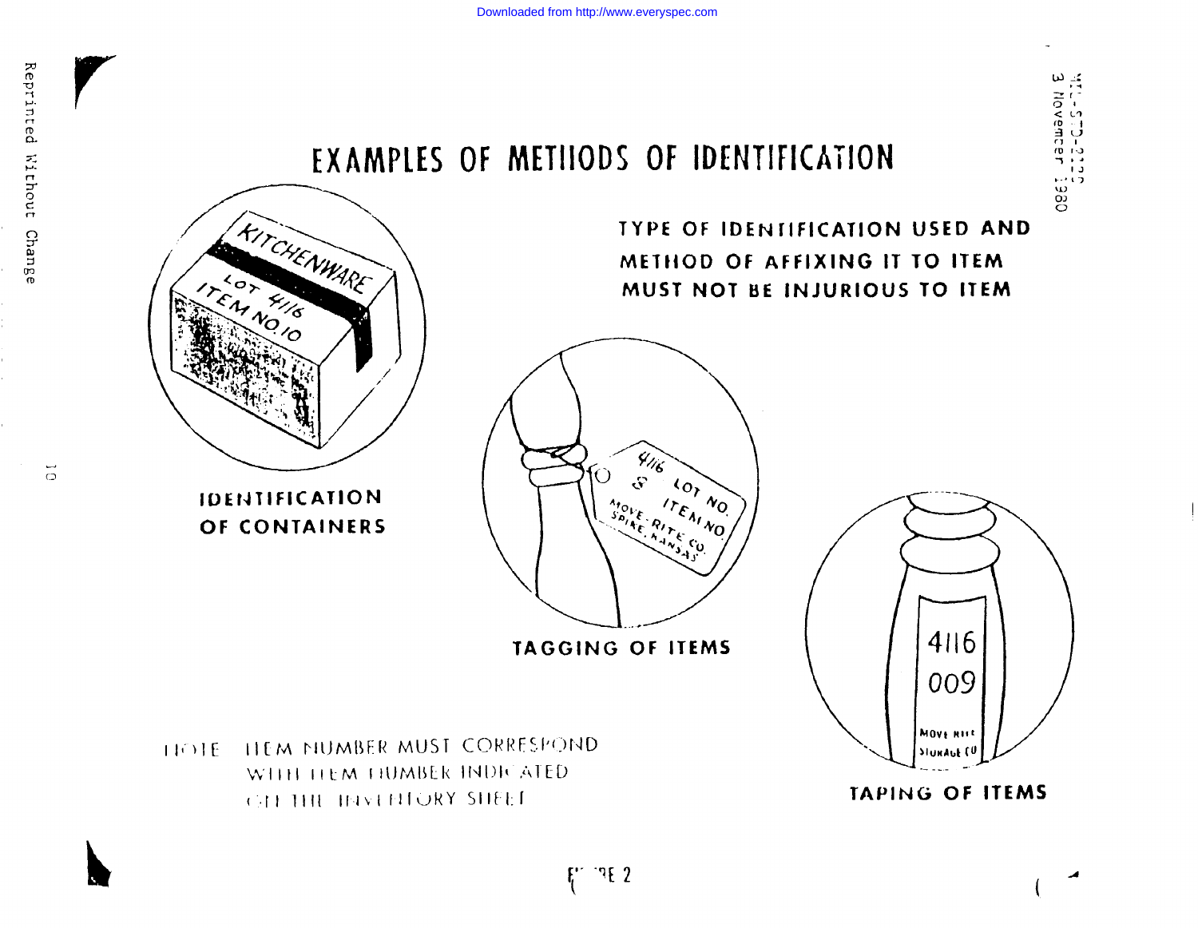# EXAMPLES OF METHODS OF IDENTIFICATION

**TYPE OF IDENTIFICATION USED AND METHOD OF AFFIXING IT TO ITEM MUST NOT BE INJURIOUS TO ITEM**

KITCHENWARE
LOT 4116
ITEM NO 10

**IDENTIFICATION OF CONTAINERS**

4116 LOT NO.
8 ITEM NO.
MOVE-RITE CO.
SPIKE, KANSAS

**TAGGING OF ITEMS**

4116
009
MOVE RITE
STORAGE CO

**TAPING OF ITEMS**

NOTE ITEM NUMBER MUST CORRESPOND WITH ITEM NUMBER INDICATED ON THE INVENTORY SHEET

FIGURE 2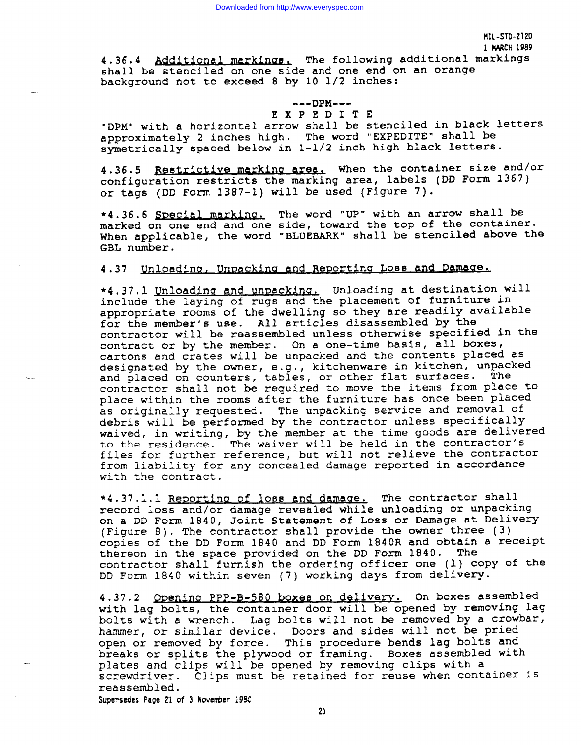4.36.4 Additional markings. The following additional markings shall be stenciled on one side and one end on an orange background not to exceed 8 by 10 1/2 inches:

---DPM---
E X P E D I T E

"DPM" with a horizontal arrow shall be stenciled in black letters approximately 2 inches high. The word "EXPEDITE" shall be symetrically spaced below in 1-1/2 inch high black letters.

4.36.5 Restrictive marking area. When the container size and/or configuration restricts the marking area, labels (DD Form 1367) or tags (DD Form 1387-1) will be used (Figure 7).

*4.36.6 Special marking. The word "UP" with an arrow shall be marked on one end and one side, toward the top of the container. When applicable, the word "BLUEBARK" shall be stenciled above the GBL number.

## 4.37 Unloading, Unpacking and Reporting Loss and Damage.

*4.37.1 Unloading and unpacking. Unloading at destination will include the laying of rugs and the placement of furniture in appropriate rooms of the dwelling so they are readily available for the member's use. All articles disassembled by the contractor will be reassembled unless otherwise specified in the contract or by the member. On a one-time basis, all boxes, cartons and crates will be unpacked and the contents placed as designated by the owner, e.g., kitchenware in kitchen, unpacked and placed on counters, tables, or other flat surfaces. The contractor shall not be required to move the items from place to place within the rooms after the furniture has once been placed as originally requested. The unpacking service and removal of debris will be performed by the contractor unless specifically waived, in writing, by the member at the time goods are delivered to the residence. The waiver will be held in the contractor's files for further reference, but will not relieve the contractor from liability for any concealed damage reported in accordance with the contract.

*4.37.1.1 Reporting of loss and damage. The contractor shall record loss and/or damage revealed while unloading or unpacking on a DD Form 1840, Joint Statement of Loss or Damage at Delivery (Figure 8). The contractor shall provide the owner three (3) copies of the DD Form 1840 and DD Form 1840R and obtain a receipt thereon in the space provided on the DD Form 1840. The contractor shall furnish the ordering officer one (1) copy of the DD Form 1840 within seven (7) working days from delivery.

4.37.2 Opening PPP-B-580 boxes on delivery. On boxes assembled with lag bolts, the container door will be opened by removing lag bolts with a wrench. Lag bolts will not be removed by a crowbar, hammer, or similar device. Doors and sides will not be pried open or removed by force. This procedure bends lag bolts and breaks or splits the plywood or framing. Boxes assembled with plates and clips will be opened by removing clips with a screwdriver. Clips must be retained for reuse when container is reassembled.

Supersedes Page 21 of 3 November 1980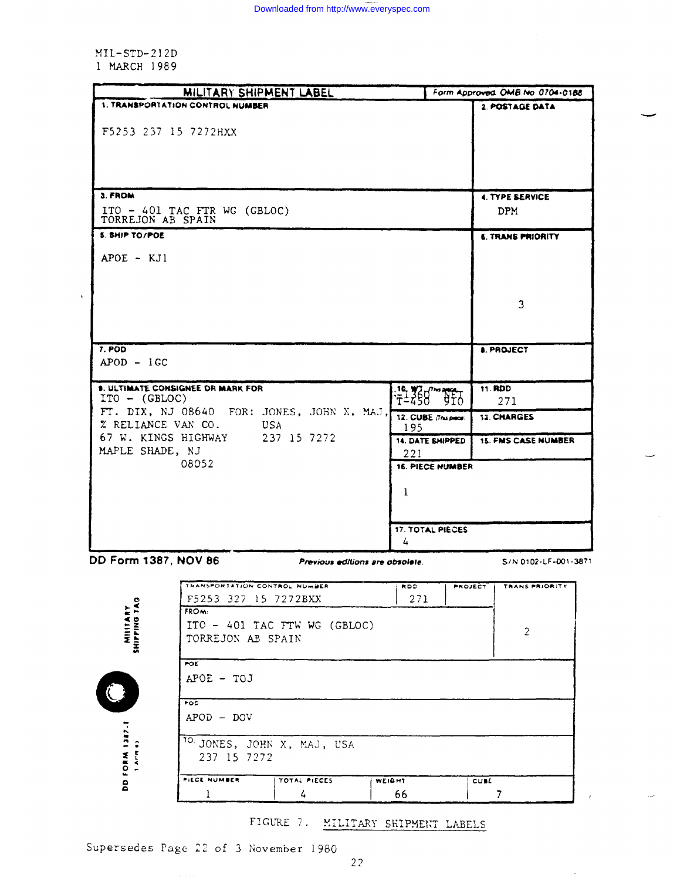MIL-STD-212D
1 MARCH 1989

## MILITARY SHIPMENT LABEL

Form Approved OMB No 0704-0188

| Field | Content |
|---|---|
| 1. TRANSPORTATION CONTROL NUMBER | F5253 237 15 7272HXX |
| 2. POSTAGE DATA | |
| 3. FROM | ITO - 401 TAC FTR WG (GBLOC)<br>TORREJON AB SPAIN |
| 4. TYPE SERVICE | DPM |
| 5. SHIP TO/POE | APOE - KJ1 |
| 6. TRANS PRIORITY | 3 |
| 7. POD | APOD - 1GC |
| 8. PROJECT | |
| 9. ULTIMATE CONSIGNEE OR MARK FOR | ITO - (GBLOC)<br>FT. DIX, NJ 08640 FOR: JONES, JOHN X, MAJ,<br>% RELIANCE VAN CO. USA<br>67 W. KINGS HIGHWAY 237 15 7272<br>MAPLE SHADE, NJ<br>08052 |
| 10. WT (This piece) | T-1360 T-450 NET 910 |
| 11. RDD | 271 |
| 12. CUBE (This piece) | 195 |
| 13. CHARGES | |
| 14. DATE SHIPPED | 221 |
| 15. FMS CASE NUMBER | |
| 16. PIECE NUMBER | 1 |
| 17. TOTAL PIECES | 4 |

DD Form 1387, NOV 86 *Previous editions are obsolete.* S/N 0102-LF-001-3871

## MILITARY SHIPPING TAG

DD FORM 1387-1, 1 APR 61

| TRANSPORTATION CONTROL NUMBER | RDD | PROJECT | TRANS PRIORITY |
|---|---|---|---|
| F5253 327 15 7272BXX | 271 | | 2 |
| FROM: ITO - 401 TAC FTW WG (GBLOC)<br>TORREJON AB SPAIN | | | |
| POE: APOE - TOJ | | | |
| POD: APOD - DOV | | | |
| TO: JONES, JOHN X, MAJ, USA<br>237 15 7272 | | | |

| PIECE NUMBER | TOTAL PIECES | WEIGHT | CUBE |
|---|---|---|---|
| 1 | 4 | 66 | 7 |

FIGURE 7. MILITARY SHIPMENT LABELS

Supersedes Page 22 of 3 November 1980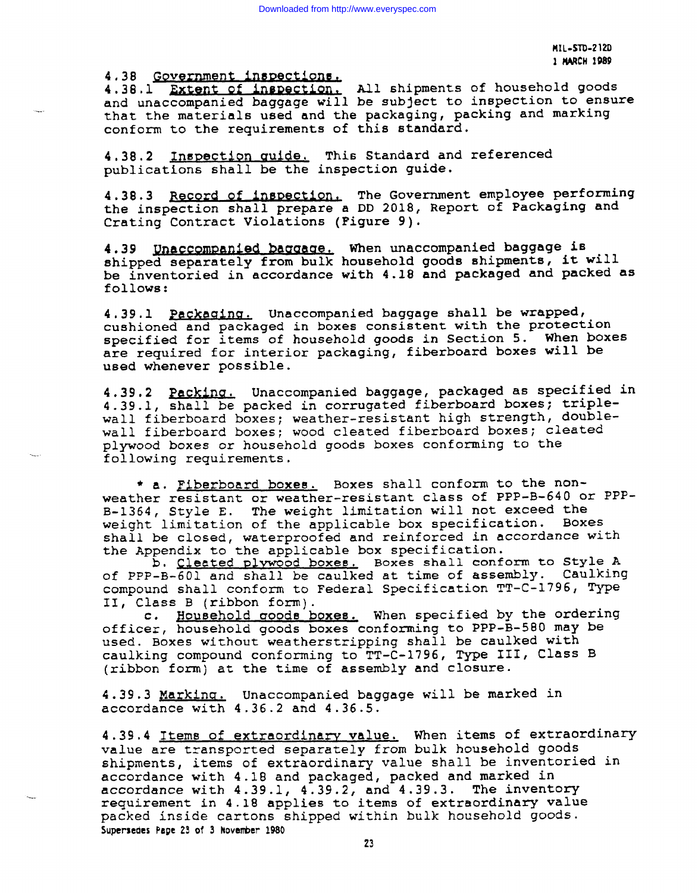4.38 Government inspections.

4.38.1 Extent of inspection. All shipments of household goods and unaccompanied baggage will be subject to inspection to ensure that the materials used and the packaging, packing and marking conform to the requirements of this standard.

4.38.2 Inspection guide. This Standard and referenced publications shall be the inspection guide.

4.38.3 Record of inspection. The Government employee performing the inspection shall prepare a DD 2018, Report of Packaging and Crating Contract Violations (Figure 9).

4.39 Unaccompanied baggage. When unaccompanied baggage is shipped separately from bulk household goods shipments, it will be inventoried in accordance with 4.18 and packaged and packed as follows:

4.39.1 Packaging. Unaccompanied baggage shall be wrapped, cushioned and packaged in boxes consistent with the protection specified for items of household goods in Section 5. When boxes are required for interior packaging, fiberboard boxes will be used whenever possible.

4.39.2 Packing. Unaccompanied baggage, packaged as specified in 4.39.1, shall be packed in corrugated fiberboard boxes; triple-wall fiberboard boxes; weather-resistant high strength, double-wall fiberboard boxes; wood cleated fiberboard boxes; cleated plywood boxes or household goods boxes conforming to the following requirements.

\* a. Fiberboard boxes. Boxes shall conform to the non-weather resistant or weather-resistant class of PPP-B-640 or PPP-B-1364, Style E. The weight limitation will not exceed the weight limitation of the applicable box specification. Boxes shall be closed, waterproofed and reinforced in accordance with the Appendix to the applicable box specification.

b. Cleated plywood boxes. Boxes shall conform to Style A of PPP-B-601 and shall be caulked at time of assembly. Caulking compound shall conform to Federal Specification TT-C-1796, Type II, Class B (ribbon form).

c. Household goods boxes. When specified by the ordering officer, household goods boxes conforming to PPP-B-580 may be used. Boxes without weatherstripping shall be caulked with caulking compound conforming to TT-C-1796, Type III, Class B (ribbon form) at the time of assembly and closure.

4.39.3 Marking. Unaccompanied baggage will be marked in accordance with 4.36.2 and 4.36.5.

4.39.4 Items of extraordinary value. When items of extraordinary value are transported separately from bulk household goods shipments, items of extraordinary value shall be inventoried in accordance with 4.18 and packaged, packed and marked in accordance with 4.39.1, 4.39.2, and 4.39.3. The inventory requirement in 4.18 applies to items of extraordinary value packed inside cartons shipped within bulk household goods.

Supersedes Page 23 of 3 November 1980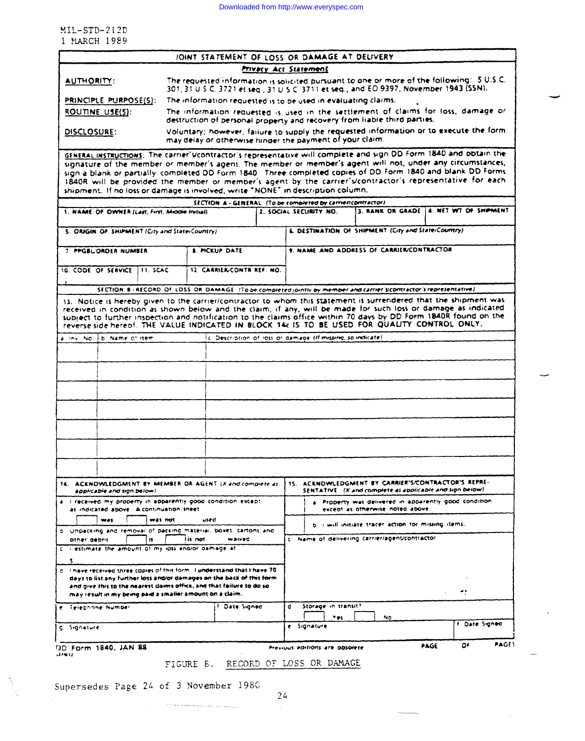MIL-STD-212D
1 MARCH 1989

## JOINT STATEMENT OF LOSS OR DAMAGE AT DELIVERY

**Privacy Act Statement**

**AUTHORITY:** The requested information is solicited pursuant to one or more of the following: 5 U.S.C. 301, 31 U.S.C. 3721 et seq., 31 U.S.C. 3711 et seq., and EO 9397, November 1943 (SSN).

**PRINCIPLE PURPOSE(S):** The information requested is to be used in evaluating claims.

**ROUTINE USE(S):** The information requested is used in the settlement of claims for loss, damage or destruction of personal property and recovery from liable third parties.

**DISCLOSURE:** Voluntary; however, failure to supply the requested information or to execute the form may delay or otherwise hinder the payment of your claim.

**GENERAL INSTRUCTIONS:** The carrier's/contractor's representative will complete and sign DD Form 1840 and obtain the signature of the member or member's agent. The member or member's agent will not, under any circumstances, sign a blank or partially completed DD Form 1840. Three completed copies of DD Form 1840 and blank DD Forms 1840R will be provided the member or member's agent by the carrier's/contractor's representative for each shipment. If no loss or damage is involved, write "NONE" in description column.

### SECTION A - GENERAL *(To be completed by carrier/contractor)*

| 1. NAME OF OWNER *(Last, First, Middle Initial)* | | 2. SOCIAL SECURITY NO. | 3. RANK OR GRADE | 4. NET WT OF SHIPMENT |
|---|---|---|---|---|
| 5. ORIGIN OF SHIPMENT *(City and State/Country)* | | 6. DESTINATION OF SHIPMENT *(City and State/Country)* | | |
| 7. PPGBL/ORDER NUMBER | 8. PICKUP DATE | 9. NAME AND ADDRESS OF CARRIER/CONTRACTOR | | |
| 10. CODE OF SERVICE / 11. SCAC | 12. CARRIER/CONTR REF. NO. | | | |

### SECTION B - RECORD OF LOSS OR DAMAGE *(To be completed jointly by member and carrier's/contractor's representative)*

13. Notice is hereby given to the carrier/contractor to whom this statement is surrendered that the shipment was received in condition as shown below and the claim, if any, will be made for such loss or damage as indicated subject to further inspection and notification to the claims office within 70 days by DD Form 1840R found on the reverse side hereof. THE VALUE INDICATED IN BLOCK 14c IS TO BE USED FOR QUALITY CONTROL ONLY.

| a. Inv. No. | b. Name of item | c. Description of loss or damage *(If missing, so indicate)* |
|---|---|---|
| | | |
| | | |
| | | |
| | | |
| | | |
| | | |
| | | |

| 14. ACKNOWLEDGMENT BY MEMBER OR AGENT *(X and complete as applicable and sign below)* | 15. ACKNOWLEDGMENT BY CARRIER'S/CONTRACTOR'S REPRESENTATIVE *(X and complete as applicable and sign below)* |
|---|---|
| a. I received my property in apparently good condition except as indicated above. A continuation sheet [ ] was [ ] was not used | a. Property was delivered in apparently good condition except as otherwise noted above. |
| b. Unpacking and removal of packing material, boxes, cartons, and other debris [ ] is [ ] is not waived | b. I will initiate tracer action for missing items. |
| c. I estimate the amount of my loss and/or damage at $ | c. Name of delivering carrier/agent/contractor |
| d. I have received three copies of this form. I understand that I have 70 days to list any further loss and/or damages on the back of this form and give this to the nearest claims office, and that failure to do so may result in my being paid a smaller amount on a claim. | |
| e. Telephone Number / f. Date Signed | d. Storage in transit? [ ] Yes [ ] No |
| g. Signature | e. Signature / f. Date Signed |

DD Form 1840, JAN 88 — Previous editions are obsolete — PAGE OF PAGES

FIGURE 8. RECORD OF LOSS OR DAMAGE

Supersedes Page 24 of 3 November 1980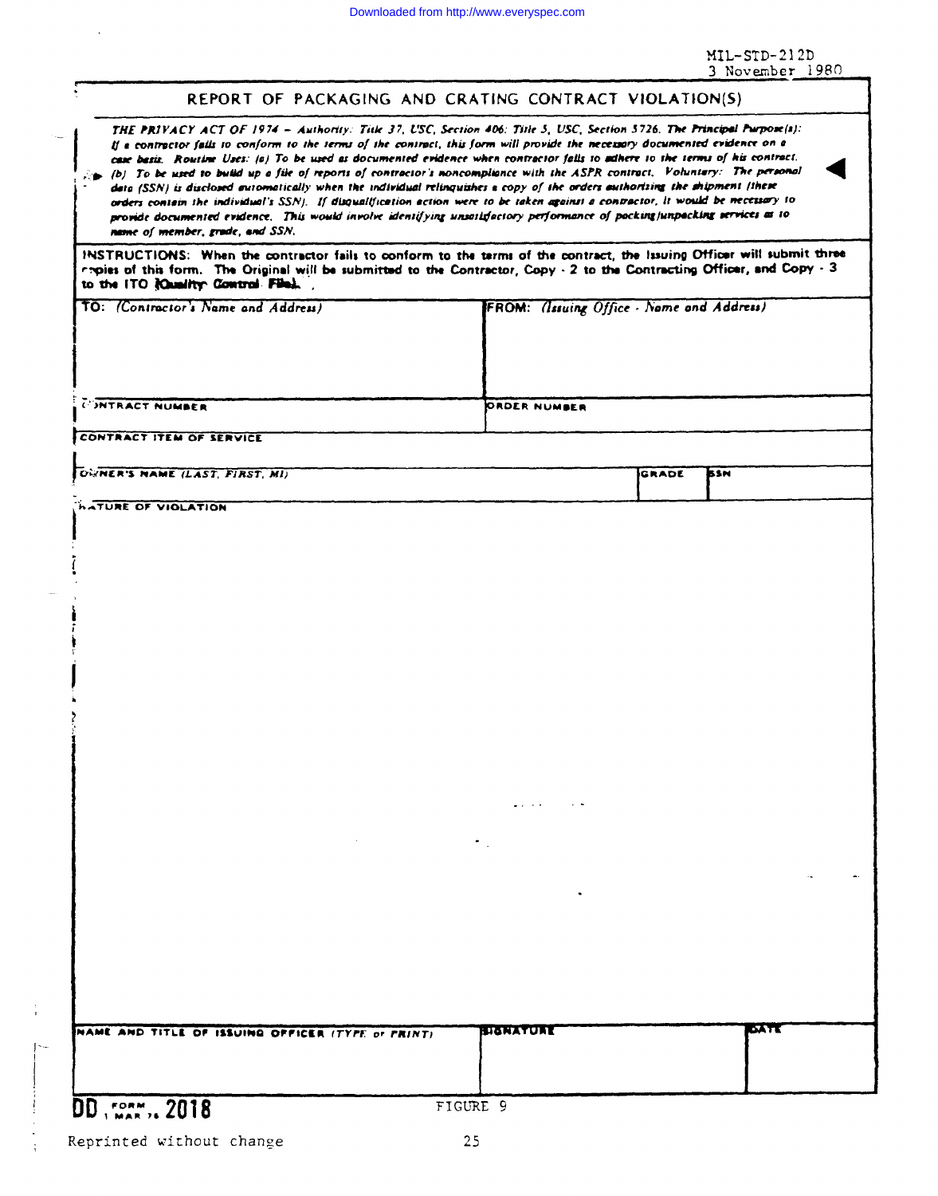# REPORT OF PACKAGING AND CRATING CONTRACT VIOLATION(S)

*THE PRIVACY ACT OF 1974 – Authority: Title 37, USC, Section 406; Title 5, USC, Section 5726. The Principal Purpose(s): If a contractor fails to conform to the terms of the contract, this form will provide the necessary documented evidence on a case basis. Routine Uses: (a) To be used as documented evidence when contractor fails to adhere to the terms of his contract. (b) To be used to build up a file of reports of contractor's noncompliance with the ASPR contract. Voluntary: The personal data (SSN) is disclosed automatically when the individual relinquishes a copy of the orders authorizing the shipment (these orders contain the individual's SSN). If disqualification action were to be taken against a contractor, it would be necessary to provide documented evidence. This would involve identifying unsatisfactory performance of packing/unpacking services as to name of member, grade, and SSN.*

**INSTRUCTIONS:** When the contractor fails to conform to the terms of the contract, the Issuing Officer will submit three copies of this form. The Original will be submitted to the Contractor, Copy - 2 to the Contracting Officer, and Copy - 3 to the ITO (Quality Control File).

| TO: *(Contractor's Name and Address)* | FROM: *(Issuing Office - Name and Address)* |
|---|---|
| | |
| CONTRACT NUMBER | ORDER NUMBER |

CONTRACT ITEM OF SERVICE

| OWNER'S NAME (LAST, FIRST, MI) | GRADE | SSN |
|---|---|---|
| | | |

NATURE OF VIOLATION

| NAME AND TITLE OF ISSUING OFFICER (TYPE or PRINT) | SIGNATURE | DATE |
|---|---|---|
| | | |

DD FORM 1 MAR 76 2018

FIGURE 9

Reprinted without change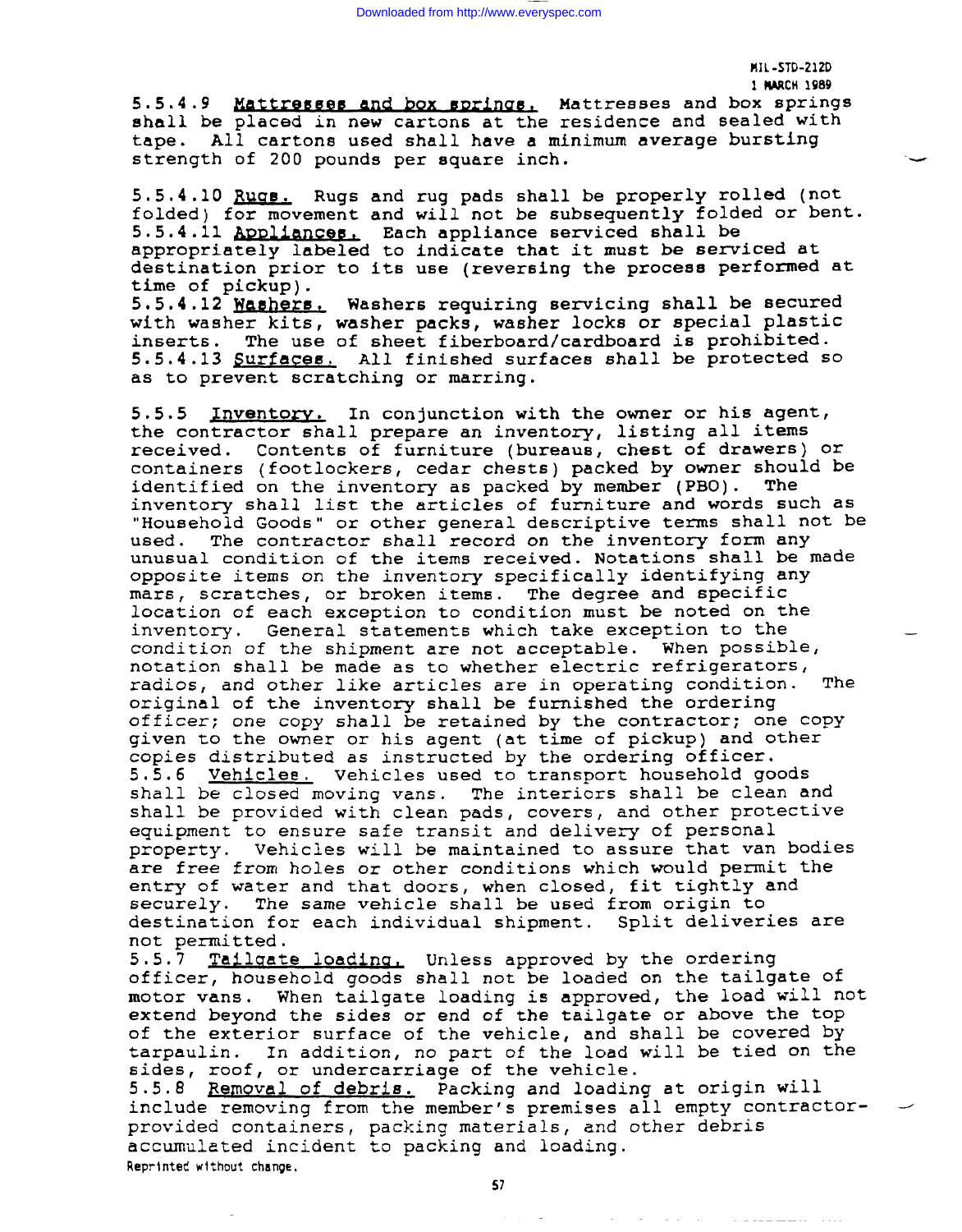5.5.4.9 Mattresses and box springs. Mattresses and box springs shall be placed in new cartons at the residence and sealed with tape. All cartons used shall have a minimum average bursting strength of 200 pounds per square inch.

5.5.4.10 Rugs. Rugs and rug pads shall be properly rolled (not folded) for movement and will not be subsequently folded or bent.

5.5.4.11 Appliances. Each appliance serviced shall be appropriately labeled to indicate that it must be serviced at destination prior to its use (reversing the process performed at time of pickup).

5.5.4.12 Washers. Washers requiring servicing shall be secured with washer kits, washer packs, washer locks or special plastic inserts. The use of sheet fiberboard/cardboard is prohibited.

5.5.4.13 Surfaces. All finished surfaces shall be protected so as to prevent scratching or marring.

5.5.5 Inventory. In conjunction with the owner or his agent, the contractor shall prepare an inventory, listing all items received. Contents of furniture (bureaus, chest of drawers) or containers (footlockers, cedar chests) packed by owner should be identified on the inventory as packed by member (PBO). The inventory shall list the articles of furniture and words such as "Household Goods" or other general descriptive terms shall not be used. The contractor shall record on the inventory form any unusual condition of the items received. Notations shall be made opposite items on the inventory specifically identifying any mars, scratches, or broken items. The degree and specific location of each exception to condition must be noted on the inventory. General statements which take exception to the condition of the shipment are not acceptable. When possible, notation shall be made as to whether electric refrigerators, radios, and other like articles are in operating condition. The original of the inventory shall be furnished the ordering officer; one copy shall be retained by the contractor; one copy given to the owner or his agent (at time of pickup) and other copies distributed as instructed by the ordering officer.

5.5.6 Vehicles. Vehicles used to transport household goods shall be closed moving vans. The interiors shall be clean and shall be provided with clean pads, covers, and other protective equipment to ensure safe transit and delivery of personal property. Vehicles will be maintained to assure that van bodies are free from holes or other conditions which would permit the entry of water and that doors, when closed, fit tightly and securely. The same vehicle shall be used from origin to destination for each individual shipment. Split deliveries are not permitted.

5.5.7 Tailgate loading. Unless approved by the ordering officer, household goods shall not be loaded on the tailgate of motor vans. When tailgate loading is approved, the load will not extend beyond the sides or end of the tailgate or above the top of the exterior surface of the vehicle, and shall be covered by tarpaulin. In addition, no part of the load will be tied on the sides, roof, or undercarriage of the vehicle.

5.5.8 Removal of debris. Packing and loading at origin will include removing from the member's premises all empty contractor-provided containers, packing materials, and other debris accumulated incident to packing and loading.

Reprinted without change.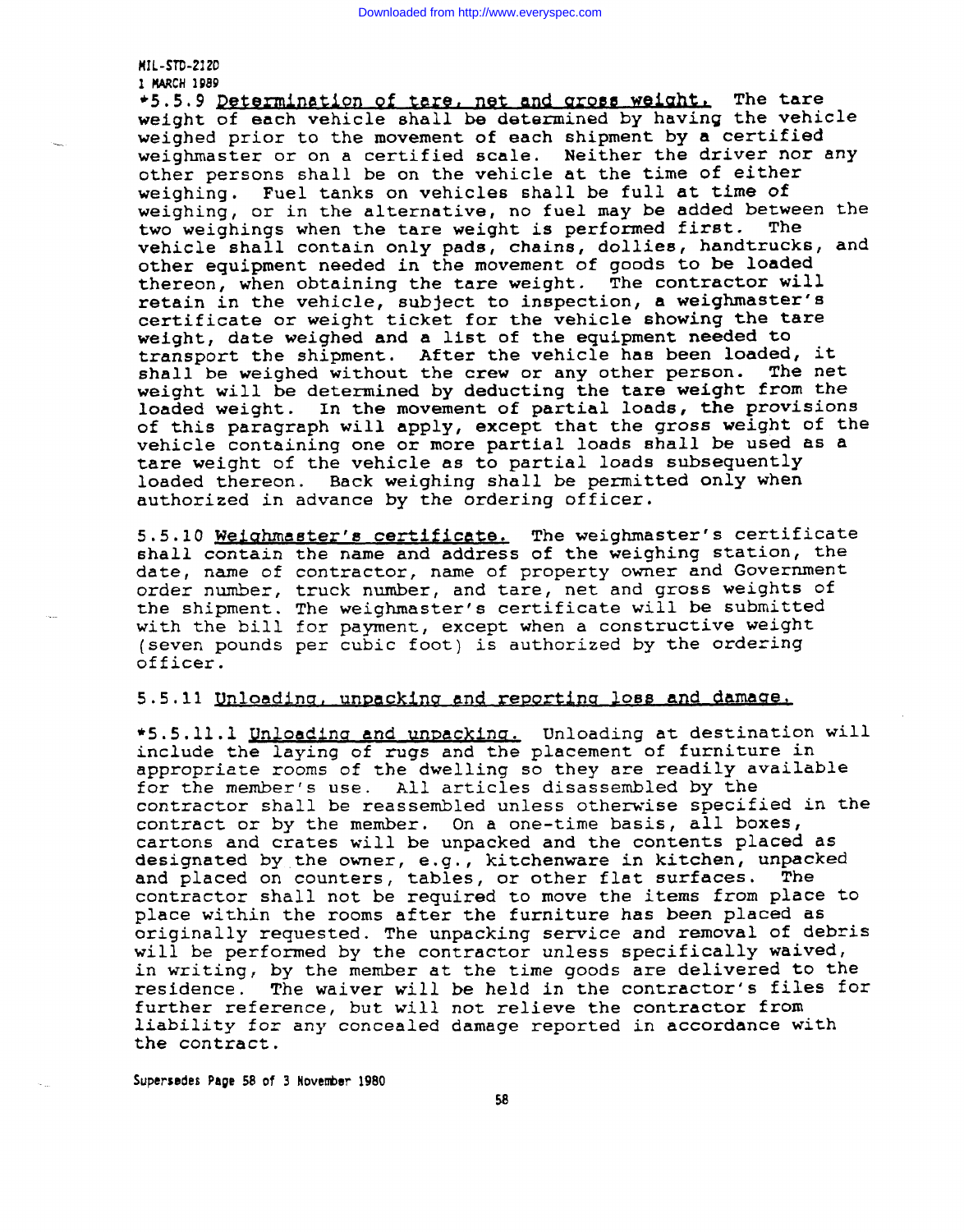*5.5.9 <u>Determination of tare, net and gross weight.</u> The tare weight of each vehicle shall be determined by having the vehicle weighed prior to the movement of each shipment by a certified weighmaster or on a certified scale. Neither the driver nor any other persons shall be on the vehicle at the time of either weighing. Fuel tanks on vehicles shall be full at time of weighing, or in the alternative, no fuel may be added between the two weighings when the tare weight is performed first. The vehicle shall contain only pads, chains, dollies, handtrucks, and other equipment needed in the movement of goods to be loaded thereon, when obtaining the tare weight. The contractor will retain in the vehicle, subject to inspection, a weighmaster's certificate or weight ticket for the vehicle showing the tare weight, date weighed and a list of the equipment needed to transport the shipment. After the vehicle has been loaded, it shall be weighed without the crew or any other person. The net weight will be determined by deducting the tare weight from the loaded weight. In the movement of partial loads, the provisions of this paragraph will apply, except that the gross weight of the vehicle containing one or more partial loads shall be used as a tare weight of the vehicle as to partial loads subsequently loaded thereon. Back weighing shall be permitted only when authorized in advance by the ordering officer.

5.5.10 <u>Weighmaster's certificate.</u> The weighmaster's certificate shall contain the name and address of the weighing station, the date, name of contractor, name of property owner and Government order number, truck number, and tare, net and gross weights of the shipment. The weighmaster's certificate will be submitted with the bill for payment, except when a constructive weight (seven pounds per cubic foot) is authorized by the ordering officer.

5.5.11 <u>Unloading, unpacking and reporting loss and damage.</u>

*5.5.11.1 <u>Unloading and unpacking.</u> Unloading at destination will include the laying of rugs and the placement of furniture in appropriate rooms of the dwelling so they are readily available for the member's use. All articles disassembled by the contractor shall be reassembled unless otherwise specified in the contract or by the member. On a one-time basis, all boxes, cartons and crates will be unpacked and the contents placed as designated by the owner, e.g., kitchenware in kitchen, unpacked and placed on counters, tables, or other flat surfaces. The contractor shall not be required to move the items from place to place within the rooms after the furniture has been placed as originally requested. The unpacking service and removal of debris will be performed by the contractor unless specifically waived, in writing, by the member at the time goods are delivered to the residence. The waiver will be held in the contractor's files for further reference, but will not relieve the contractor from liability for any concealed damage reported in accordance with the contract.

Supersedes Page 58 of 3 November 1980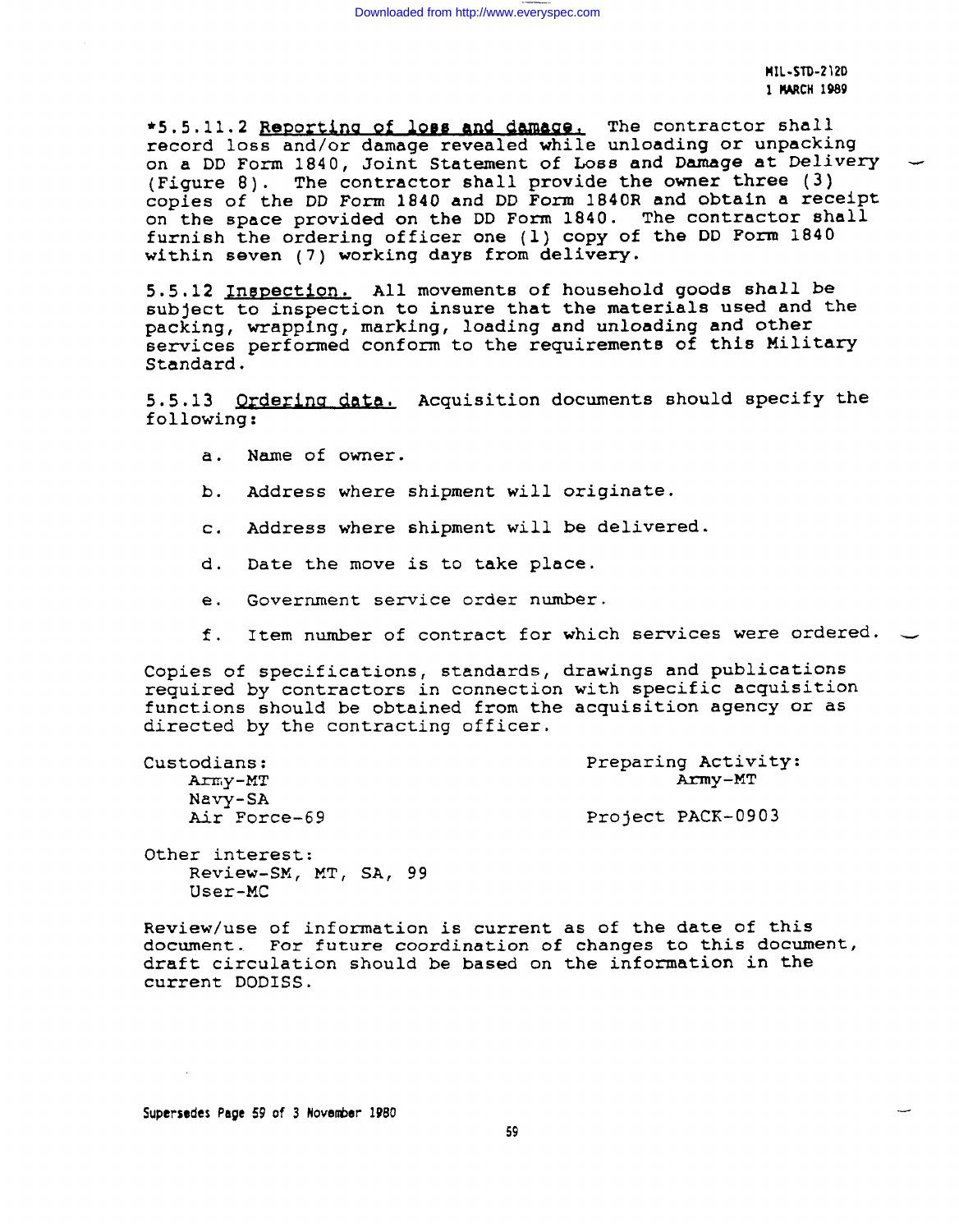*5.5.11.2 Reporting of loss and damage. The contractor shall record loss and/or damage revealed while unloading or unpacking on a DD Form 1840, Joint Statement of Loss and Damage at Delivery (Figure 8). The contractor shall provide the owner three (3) copies of the DD Form 1840 and DD Form 1840R and obtain a receipt on the space provided on the DD Form 1840. The contractor shall furnish the ordering officer one (1) copy of the DD Form 1840 within seven (7) working days from delivery.

5.5.12 Inspection. All movements of household goods shall be subject to inspection to insure that the materials used and the packing, wrapping, marking, loading and unloading and other services performed conform to the requirements of this Military Standard.

5.5.13 Ordering data. Acquisition documents should specify the following:

a. Name of owner.

b. Address where shipment will originate.

c. Address where shipment will be delivered.

d. Date the move is to take place.

e. Government service order number.

f. Item number of contract for which services were ordered.

Copies of specifications, standards, drawings and publications required by contractors in connection with specific acquisition functions should be obtained from the acquisition agency or as directed by the contracting officer.

Custodians:
Army-MT
Navy-SA
Air Force-69

Preparing Activity:
Army-MT

Project PACK-0903

Other interest:
Review-SM, MT, SA, 99
User-MC

Review/use of information is current as of the date of this document. For future coordination of changes to this document, draft circulation should be based on the information in the current DODISS.

Supersedes Page 59 of 3 November 1980